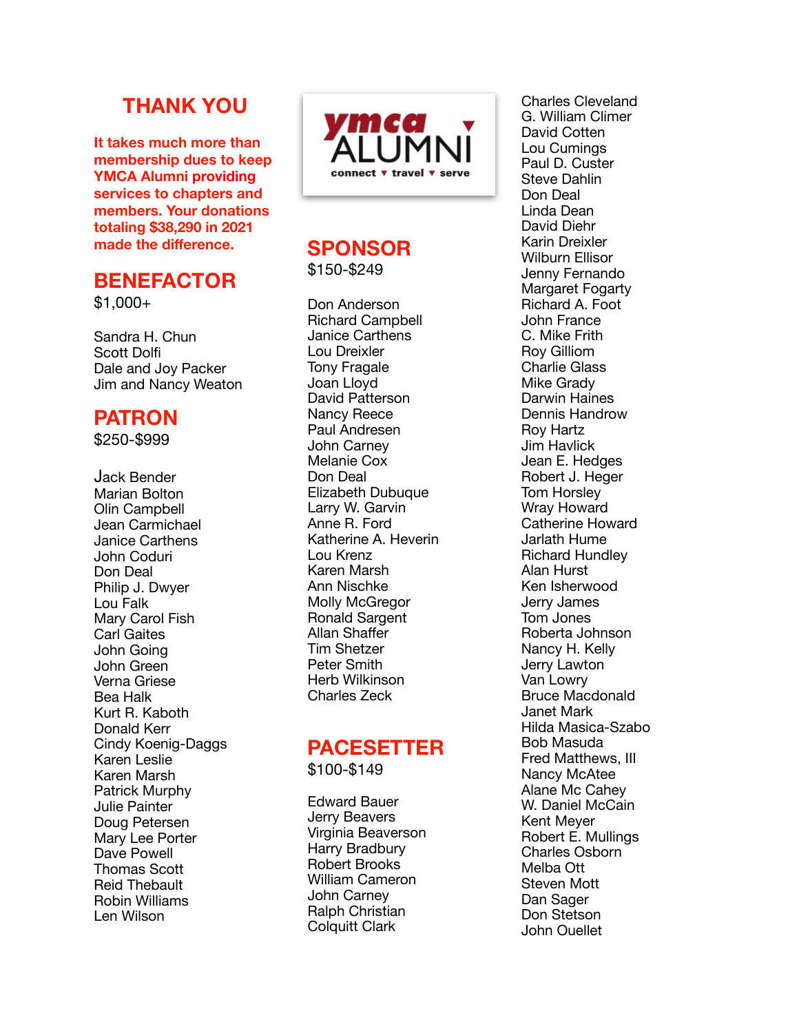# THANK YOU

**It takes much more than membership dues to keep YMCA Alumni providing services to chapters and members. Your donations totaling $38,290 in 2021 made the difference.**

## BENEFACTOR

$1,000+

Sandra H. Chun
Scott Dolfi
Dale and Joy Packer
Jim and Nancy Weaton

## PATRON

$250-$999

Jack Bender
Marian Bolton
Olin Campbell
Jean Carmichael
Janice Carthens
John Coduri
Don Deal
Philip J. Dwyer
Lou Falk
Mary Carol Fish
Carl Gaites
John Going
John Green
Verna Griese
Bea Halk
Kurt R. Kaboth
Donald Kerr
Cindy Koenig-Daggs
Karen Leslie
Karen Marsh
Patrick Murphy
Julie Painter
Doug Petersen
Mary Lee Porter
Dave Powell
Thomas Scott
Reid Thebault
Robin Williams
Len Wilson

ymca ALUMNI
connect ▼ travel ▼ serve

## SPONSOR

$150-$249

Don Anderson
Richard Campbell
Janice Carthens
Lou Dreixler
Tony Fragale
Joan Lloyd
David Patterson
Nancy Reece
Paul Andresen
John Carney
Melanie Cox
Don Deal
Elizabeth Dubuque
Larry W. Garvin
Anne R. Ford
Katherine A. Heverin
Lou Krenz
Karen Marsh
Ann Nischke
Molly McGregor
Ronald Sargent
Allan Shaffer
Tim Shetzer
Peter Smith
Herb Wilkinson
Charles Zeck

## PACESETTER

$100-$149

Edward Bauer
Jerry Beavers
Virginia Beaverson
Harry Bradbury
Robert Brooks
William Cameron
John Carney
Ralph Christian
Colquitt Clark
Charles Cleveland
G. William Climer
David Cotten
Lou Cumings
Paul D. Custer
Steve Dahlin
Don Deal
Linda Dean
David Diehr
Karin Dreixler
Wilburn Ellisor
Jenny Fernando
Margaret Fogarty
Richard A. Foot
John France
C. Mike Frith
Roy Gilliom
Charlie Glass
Mike Grady
Darwin Haines
Dennis Handrow
Roy Hartz
Jim Havlick
Jean E. Hedges
Robert J. Heger
Tom Horsley
Wray Howard
Catherine Howard
Jarlath Hume
Richard Hundley
Alan Hurst
Ken Isherwood
Jerry James
Tom Jones
Roberta Johnson
Nancy H. Kelly
Jerry Lawton
Van Lowry
Bruce Macdonald
Janet Mark
Hilda Masica-Szabo
Bob Masuda
Fred Matthews, III
Nancy McAtee
Alane Mc Cahey
W. Daniel McCain
Kent Meyer
Robert E. Mullings
Charles Osborn
Melba Ott
Steven Mott
Dan Sager
Don Stetson
John Ouellet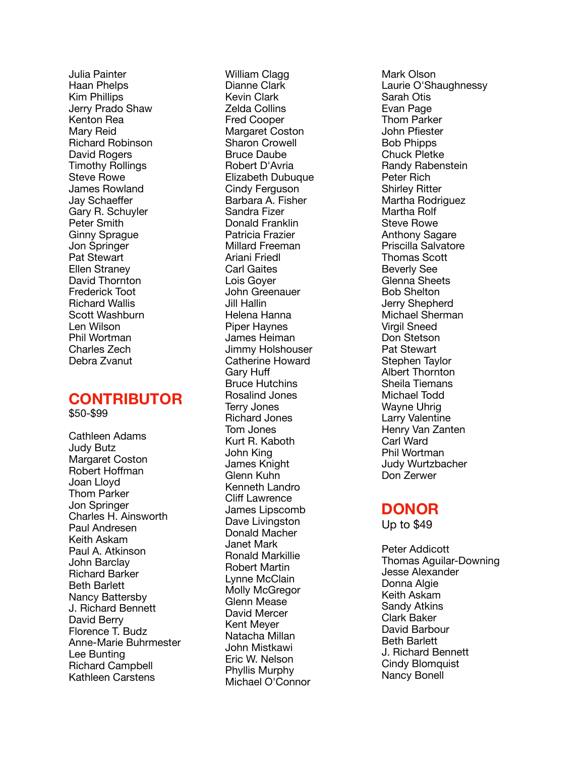Julia Painter
Haan Phelps
Kim Phillips
Jerry Prado Shaw
Kenton Rea
Mary Reid
Richard Robinson
David Rogers
Timothy Rollings
Steve Rowe
James Rowland
Jay Schaeffer
Gary R. Schuyler
Peter Smith
Ginny Sprague
Jon Springer
Pat Stewart
Ellen Straney
David Thornton
Frederick Toot
Richard Wallis
Scott Washburn
Len Wilson
Phil Wortman
Charles Zech
Debra Zvanut

## CONTRIBUTOR

$50-$99

Cathleen Adams
Judy Butz
Margaret Coston
Robert Hoffman
Joan Lloyd
Thom Parker
Jon Springer
Charles H. Ainsworth
Paul Andresen
Keith Askam
Paul A. Atkinson
John Barclay
Richard Barker
Beth Barlett
Nancy Battersby
J. Richard Bennett
David Berry
Florence T. Budz
Anne-Marie Buhrmester
Lee Bunting
Richard Campbell
Kathleen Carstens
William Clagg
Dianne Clark
Kevin Clark
Zelda Collins
Fred Cooper
Margaret Coston
Sharon Crowell
Bruce Daube
Robert D'Avria
Elizabeth Dubuque
Cindy Ferguson
Barbara A. Fisher
Sandra Fizer
Donald Franklin
Patricia Frazier
Millard Freeman
Ariani Friedl
Carl Gaites
Lois Goyer
John Greenauer
Jill Hallin
Helena Hanna
Piper Haynes
James Heiman
Jimmy Holshouser
Catherine Howard
Gary Huff
Bruce Hutchins
Rosalind Jones
Terry Jones
Richard Jones
Tom Jones
Kurt R. Kaboth
John King
James Knight
Glenn Kuhn
Kenneth Landro
Cliff Lawrence
James Lipscomb
Dave Livingston
Donald Macher
Janet Mark
Ronald Markillie
Robert Martin
Lynne McClain
Molly McGregor
Glenn Mease
David Mercer
Kent Meyer
Natacha Millan
John Mistkawi
Eric W. Nelson
Phyllis Murphy
Michael O'Connor
Mark Olson
Laurie O'Shaughnessy
Sarah Otis
Evan Page
Thom Parker
John Pfiester
Bob Phipps
Chuck Pletke
Randy Rabenstein
Peter Rich
Shirley Ritter
Martha Rodriguez
Martha Rolf
Steve Rowe
Anthony Sagare
Priscilla Salvatore
Thomas Scott
Beverly See
Glenna Sheets
Bob Shelton
Jerry Shepherd
Michael Sherman
Virgil Sneed
Don Stetson
Pat Stewart
Stephen Taylor
Albert Thornton
Sheila Tiemans
Michael Todd
Wayne Uhrig
Larry Valentine
Henry Van Zanten
Carl Ward
Phil Wortman
Judy Wurtzbacher
Don Zerwer

## DONOR

Up to $49

Peter Addicott
Thomas Aguilar-Downing
Jesse Alexander
Donna Algie
Keith Askam
Sandy Atkins
Clark Baker
David Barbour
Beth Barlett
J. Richard Bennett
Cindy Blomquist
Nancy Bonell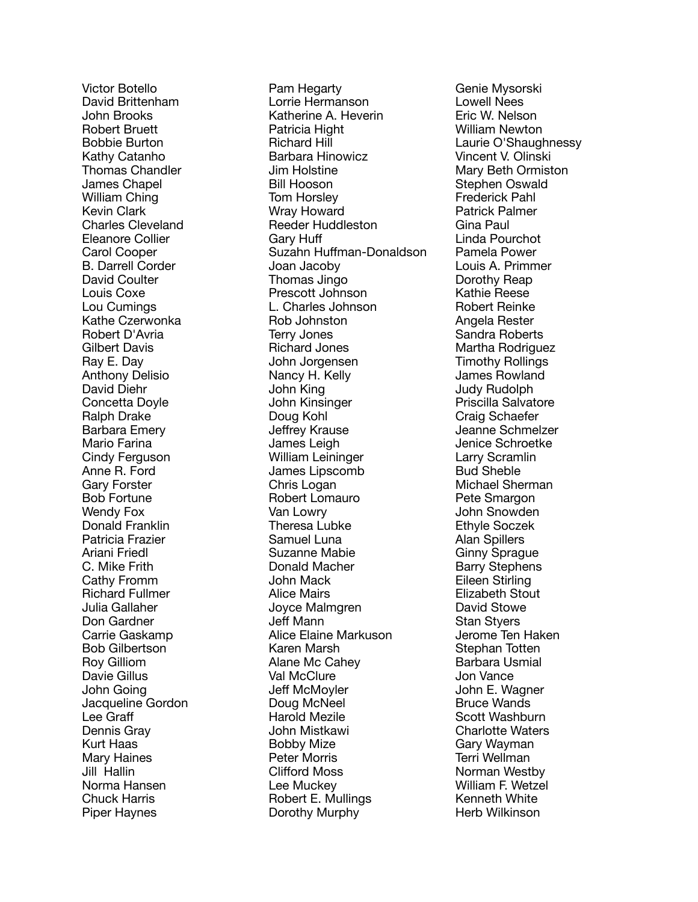Victor Botello
David Brittenham
John Brooks
Robert Bruett
Bobbie Burton
Kathy Catanho
Thomas Chandler
James Chapel
William Ching
Kevin Clark
Charles Cleveland
Eleanore Collier
Carol Cooper
B. Darrell Corder
David Coulter
Louis Coxe
Lou Cumings
Kathe Czerwonka
Robert D'Avria
Gilbert Davis
Ray E. Day
Anthony Delisio
David Diehr
Concetta Doyle
Ralph Drake
Barbara Emery
Mario Farina
Cindy Ferguson
Anne R. Ford
Gary Forster
Bob Fortune
Wendy Fox
Donald Franklin
Patricia Frazier
Ariani Friedl
C. Mike Frith
Cathy Fromm
Richard Fullmer
Julia Gallaher
Don Gardner
Carrie Gaskamp
Bob Gilbertson
Roy Gilliom
Davie Gillus
John Going
Jacqueline Gordon
Lee Graff
Dennis Gray
Kurt Haas
Mary Haines
Jill Hallin
Norma Hansen
Chuck Harris
Piper Haynes
Pam Hegarty
Lorrie Hermanson
Katherine A. Heverin
Patricia Hight
Richard Hill
Barbara Hinowicz
Jim Holstine
Bill Hooson
Tom Horsley
Wray Howard
Reeder Huddleston
Gary Huff
Suzahn Huffman-Donaldson
Joan Jacoby
Thomas Jingo
Prescott Johnson
L. Charles Johnson
Rob Johnston
Terry Jones
Richard Jones
John Jorgensen
Nancy H. Kelly
John King
John Kinsinger
Doug Kohl
Jeffrey Krause
James Leigh
William Leininger
James Lipscomb
Chris Logan
Robert Lomauro
Van Lowry
Theresa Lubke
Samuel Luna
Suzanne Mabie
Donald Macher
John Mack
Alice Mairs
Joyce Malmgren
Jeff Mann
Alice Elaine Markuson
Karen Marsh
Alane Mc Cahey
Val McClure
Jeff McMoyler
Doug McNeel
Harold Mezile
John Mistkawi
Bobby Mize
Peter Morris
Clifford Moss
Lee Muckey
Robert E. Mullings
Dorothy Murphy
Genie Mysorski
Lowell Nees
Eric W. Nelson
William Newton
Laurie O'Shaughnessy
Vincent V. Olinski
Mary Beth Ormiston
Stephen Oswald
Frederick Pahl
Patrick Palmer
Gina Paul
Linda Pourchot
Pamela Power
Louis A. Primmer
Dorothy Reap
Kathie Reese
Robert Reinke
Angela Rester
Sandra Roberts
Martha Rodriguez
Timothy Rollings
James Rowland
Judy Rudolph
Priscilla Salvatore
Craig Schaefer
Jeanne Schmelzer
Jenice Schroetke
Larry Scramlin
Bud Sheble
Michael Sherman
Pete Smargon
John Snowden
Ethyle Soczek
Alan Spillers
Ginny Sprague
Barry Stephens
Eileen Stirling
Elizabeth Stout
David Stowe
Stan Styers
Jerome Ten Haken
Stephan Totten
Barbara Usmial
Jon Vance
John E. Wagner
Bruce Wands
Scott Washburn
Charlotte Waters
Gary Wayman
Terri Wellman
Norman Westby
William F. Wetzel
Kenneth White
Herb Wilkinson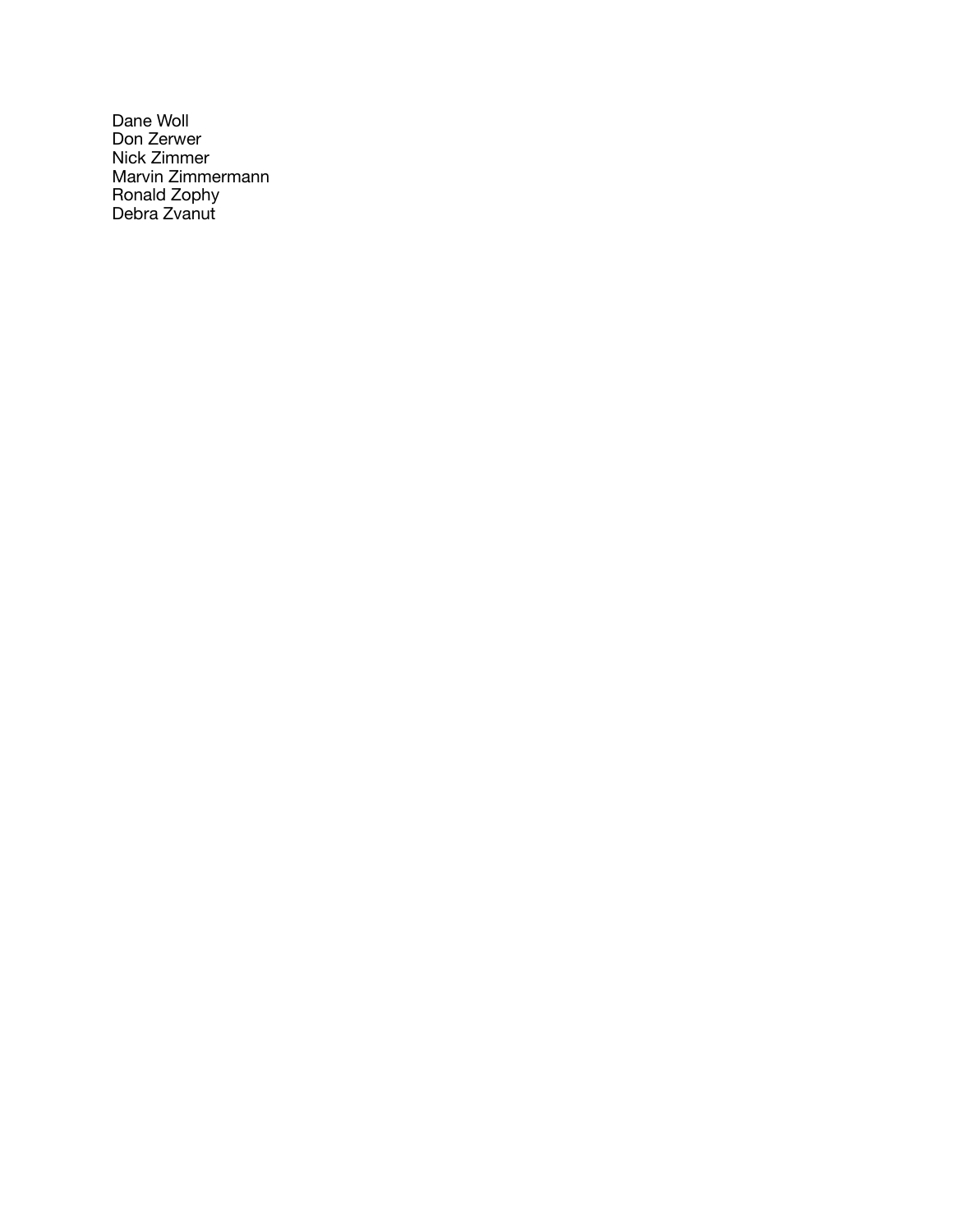Dane Woll
Don Zerwer
Nick Zimmer
Marvin Zimmermann
Ronald Zophy
Debra Zvanut